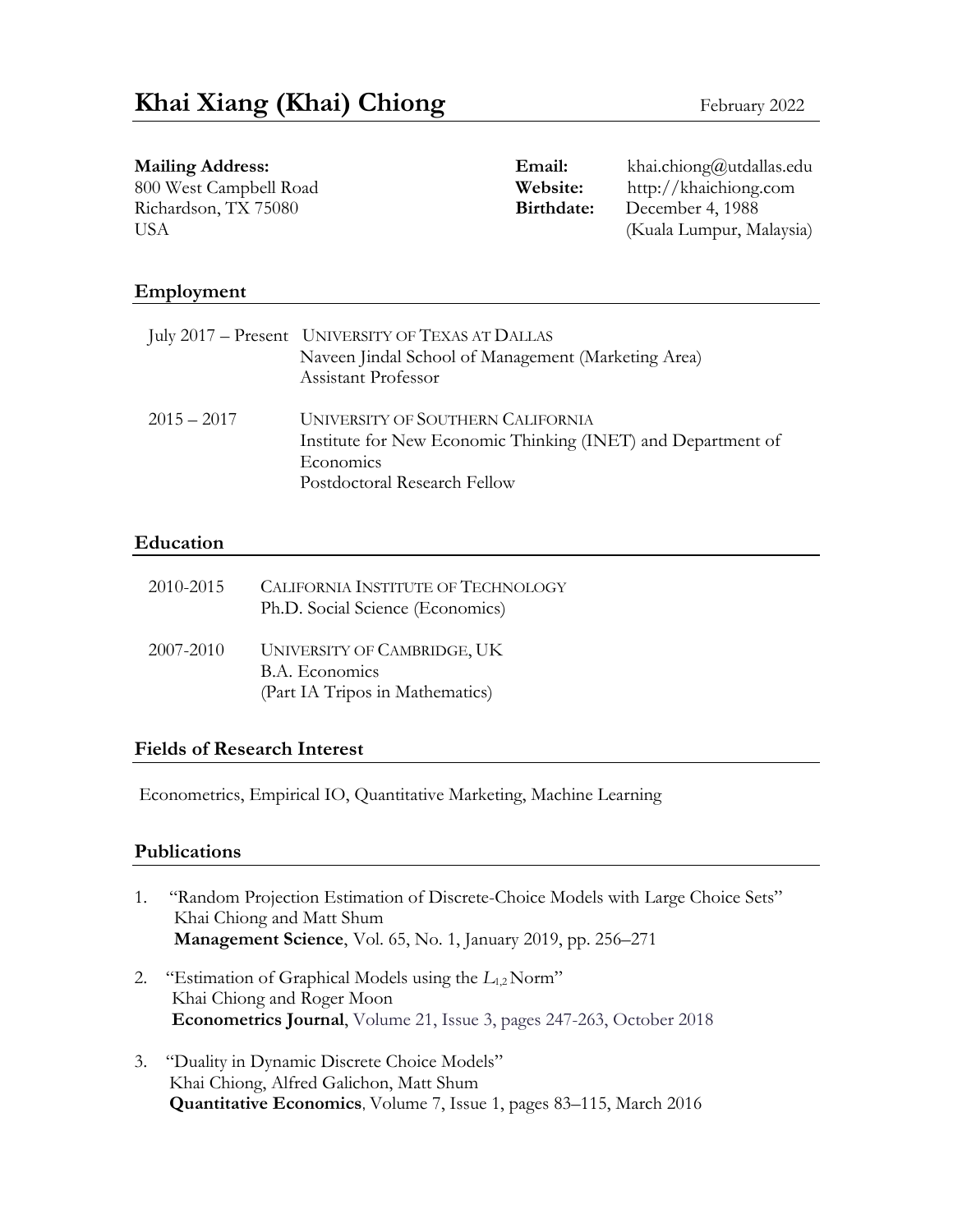# Khai Xiang (Khai) Chiong

February 2022

**Mailing Address:**
800 West Campbell Road
Richardson, TX 75080
USA

**Email:** khai.chiong@utdallas.edu
**Website:** http://khaichiong.com
**Birthdate:** December 4, 1988
(Kuala Lumpur, Malaysia)

## Employment

July 2017 – Present UNIVERSITY OF TEXAS AT DALLAS
Naveen Jindal School of Management (Marketing Area)
Assistant Professor

2015 – 2017 UNIVERSITY OF SOUTHERN CALIFORNIA
Institute for New Economic Thinking (INET) and Department of Economics
Postdoctoral Research Fellow

## Education

2010-2015 CALIFORNIA INSTITUTE OF TECHNOLOGY
Ph.D. Social Science (Economics)

2007-2010 UNIVERSITY OF CAMBRIDGE, UK
B.A. Economics
(Part IA Tripos in Mathematics)

## Fields of Research Interest

Econometrics, Empirical IO, Quantitative Marketing, Machine Learning

## Publications

1. "Random Projection Estimation of Discrete-Choice Models with Large Choice Sets"
   Khai Chiong and Matt Shum
   **Management Science**, Vol. 65, No. 1, January 2019, pp. 256–271

2. "Estimation of Graphical Models using the $L_{1,2}$ Norm"
   Khai Chiong and Roger Moon
   **Econometrics Journal**, Volume 21, Issue 3, pages 247-263, October 2018

3. "Duality in Dynamic Discrete Choice Models"
   Khai Chiong, Alfred Galichon, Matt Shum
   **Quantitative Economics**, Volume 7, Issue 1, pages 83–115, March 2016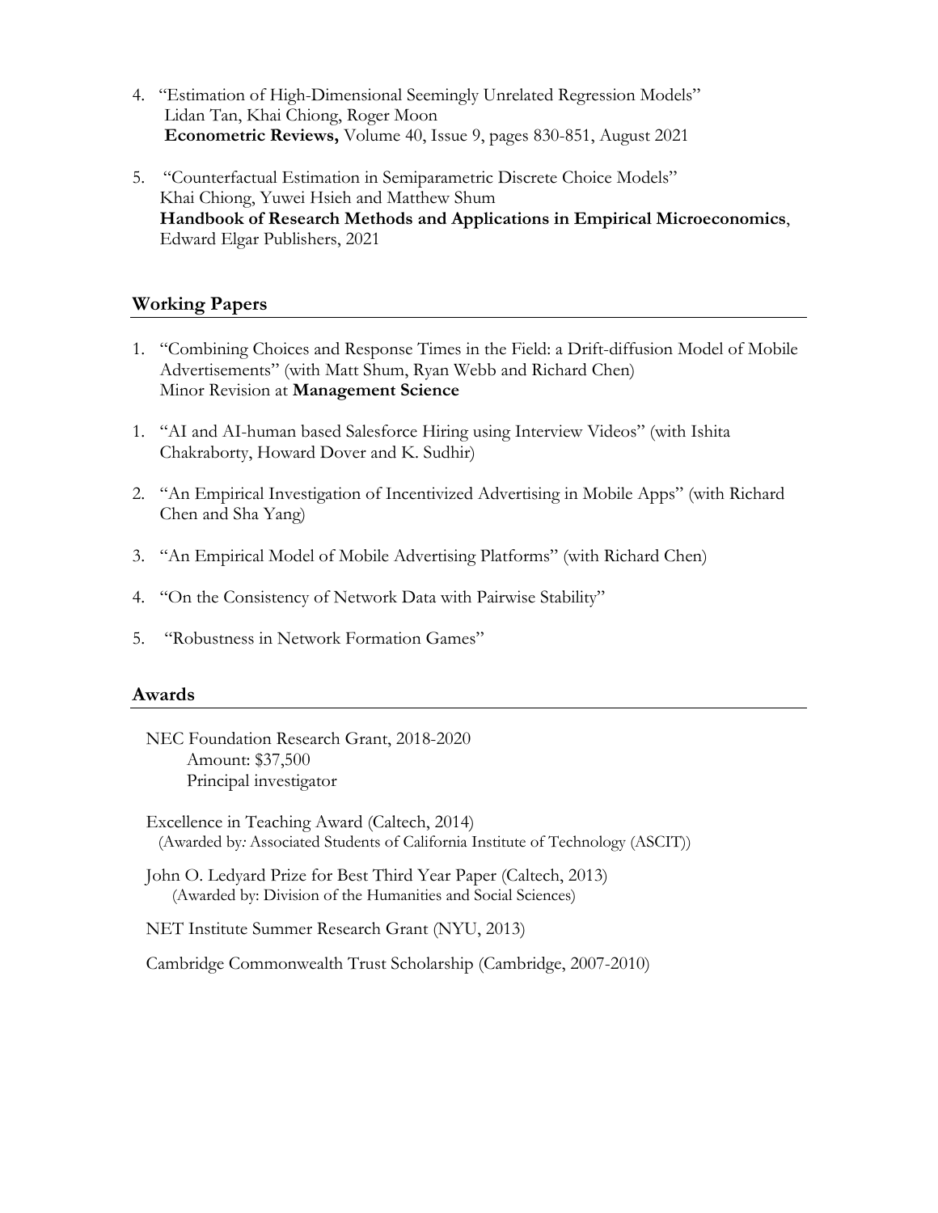4. "Estimation of High-Dimensional Seemingly Unrelated Regression Models"
   Lidan Tan, Khai Chiong, Roger Moon
   **Econometric Reviews,** Volume 40, Issue 9, pages 830-851, August 2021

5. "Counterfactual Estimation in Semiparametric Discrete Choice Models"
   Khai Chiong, Yuwei Hsieh and Matthew Shum
   **Handbook of Research Methods and Applications in Empirical Microeconomics**, Edward Elgar Publishers, 2021

## Working Papers

1. "Combining Choices and Response Times in the Field: a Drift-diffusion Model of Mobile Advertisements" (with Matt Shum, Ryan Webb and Richard Chen)
   Minor Revision at **Management Science**

1. "AI and AI-human based Salesforce Hiring using Interview Videos" (with Ishita Chakraborty, Howard Dover and K. Sudhir)

2. "An Empirical Investigation of Incentivized Advertising in Mobile Apps" (with Richard Chen and Sha Yang)

3. "An Empirical Model of Mobile Advertising Platforms" (with Richard Chen)

4. "On the Consistency of Network Data with Pairwise Stability"

5. "Robustness in Network Formation Games"

## Awards

NEC Foundation Research Grant, 2018-2020
  Amount: $37,500
  Principal investigator

Excellence in Teaching Award (Caltech, 2014)
  (Awarded by*:* Associated Students of California Institute of Technology (ASCIT))

John O. Ledyard Prize for Best Third Year Paper (Caltech, 2013)
  (Awarded by: Division of the Humanities and Social Sciences)

NET Institute Summer Research Grant (NYU, 2013)

Cambridge Commonwealth Trust Scholarship (Cambridge, 2007-2010)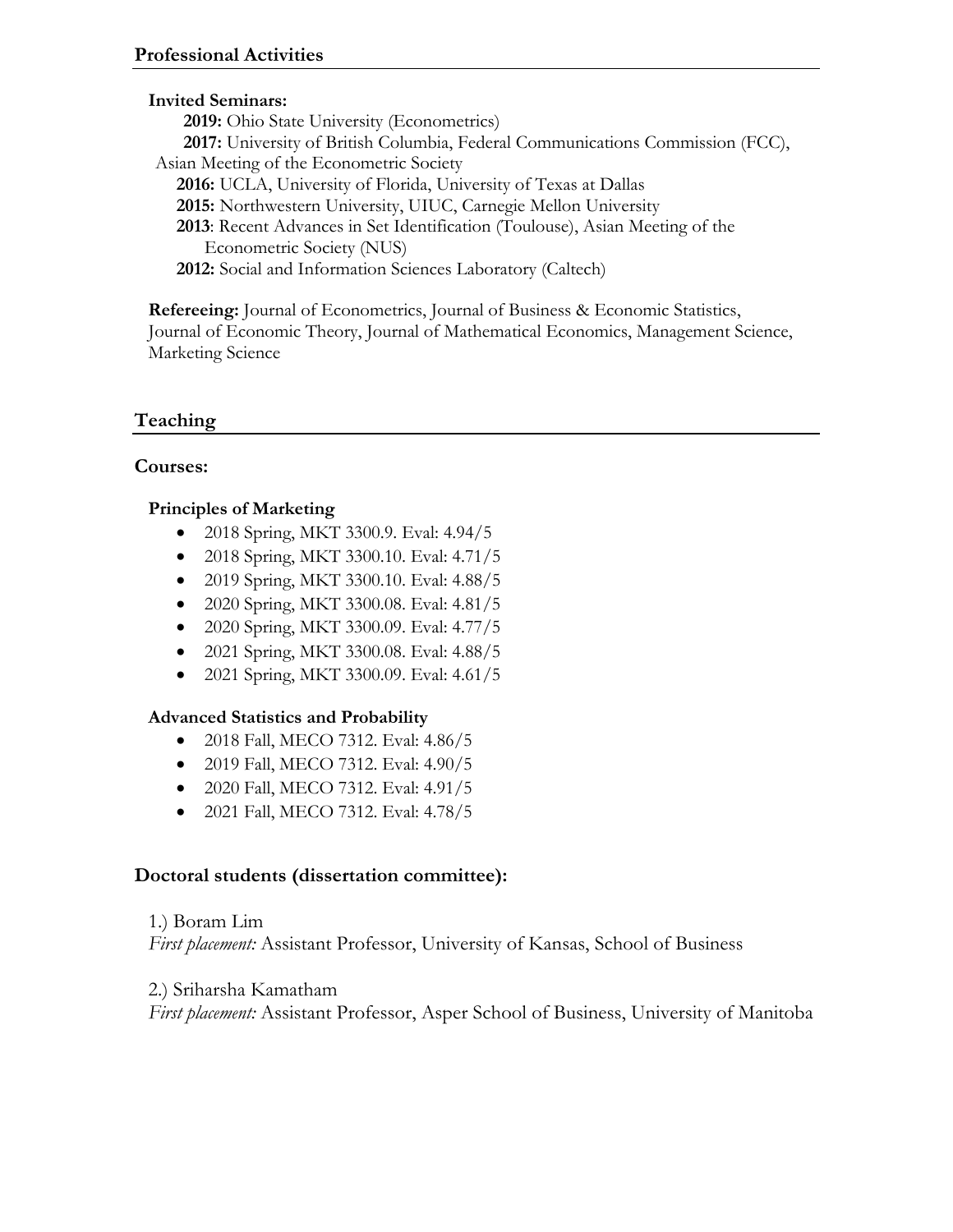## Professional Activities

**Invited Seminars:**

**2019:** Ohio State University (Econometrics)
**2017:** University of British Columbia, Federal Communications Commission (FCC), Asian Meeting of the Econometric Society
**2016:** UCLA, University of Florida, University of Texas at Dallas
**2015:** Northwestern University, UIUC, Carnegie Mellon University
**2013**: Recent Advances in Set Identification (Toulouse), Asian Meeting of the Econometric Society (NUS)
**2012:** Social and Information Sciences Laboratory (Caltech)

**Refereeing:** Journal of Econometrics, Journal of Business & Economic Statistics, Journal of Economic Theory, Journal of Mathematical Economics, Management Science, Marketing Science

## Teaching

### Courses:

**Principles of Marketing**

- 2018 Spring, MKT 3300.9. Eval: 4.94/5
- 2018 Spring, MKT 3300.10. Eval: 4.71/5
- 2019 Spring, MKT 3300.10. Eval: 4.88/5
- 2020 Spring, MKT 3300.08. Eval: 4.81/5
- 2020 Spring, MKT 3300.09. Eval: 4.77/5
- 2021 Spring, MKT 3300.08. Eval: 4.88/5
- 2021 Spring, MKT 3300.09. Eval: 4.61/5

**Advanced Statistics and Probability**

- 2018 Fall, MECO 7312. Eval: 4.86/5
- 2019 Fall, MECO 7312. Eval: 4.90/5
- 2020 Fall, MECO 7312. Eval: 4.91/5
- 2021 Fall, MECO 7312. Eval: 4.78/5

### Doctoral students (dissertation committee):

1.) Boram Lim
*First placement:* Assistant Professor, University of Kansas, School of Business

2.) Sriharsha Kamatham
*First placement:* Assistant Professor, Asper School of Business, University of Manitoba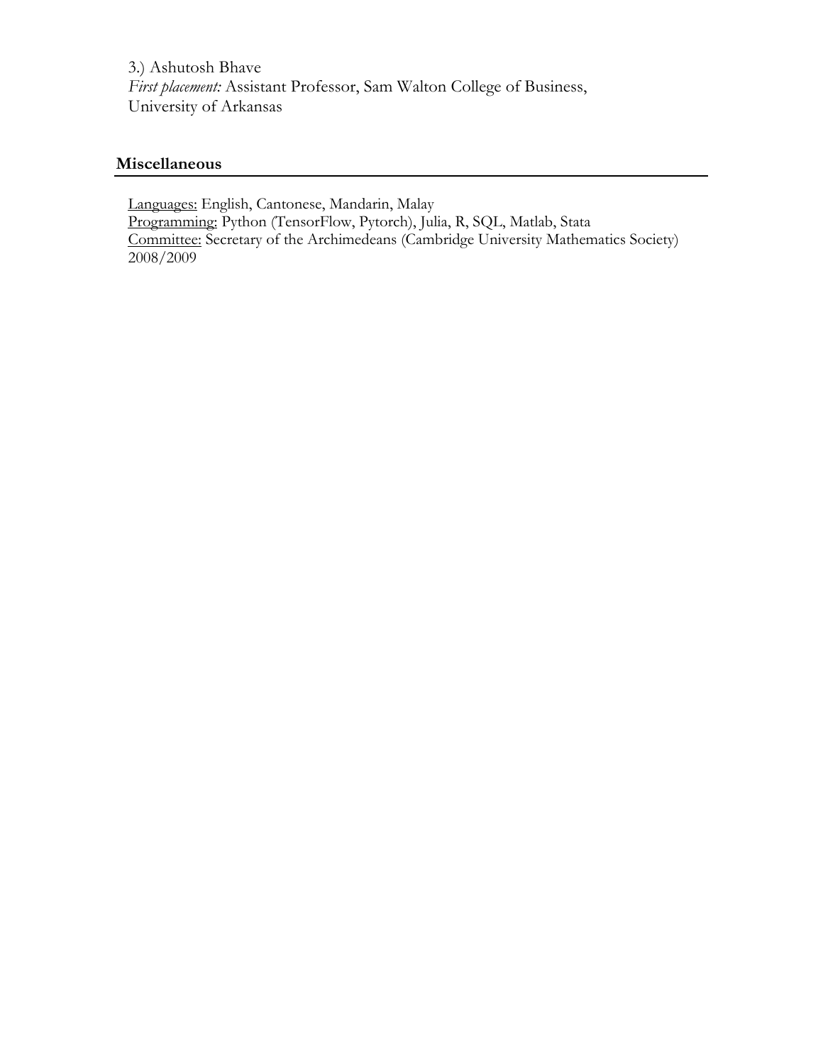3.) Ashutosh Bhave
*First placement:* Assistant Professor, Sam Walton College of Business, University of Arkansas

## Miscellaneous

Languages: English, Cantonese, Mandarin, Malay
Programming: Python (TensorFlow, Pytorch), Julia, R, SQL, Matlab, Stata
Committee: Secretary of the Archimedeans (Cambridge University Mathematics Society) 2008/2009